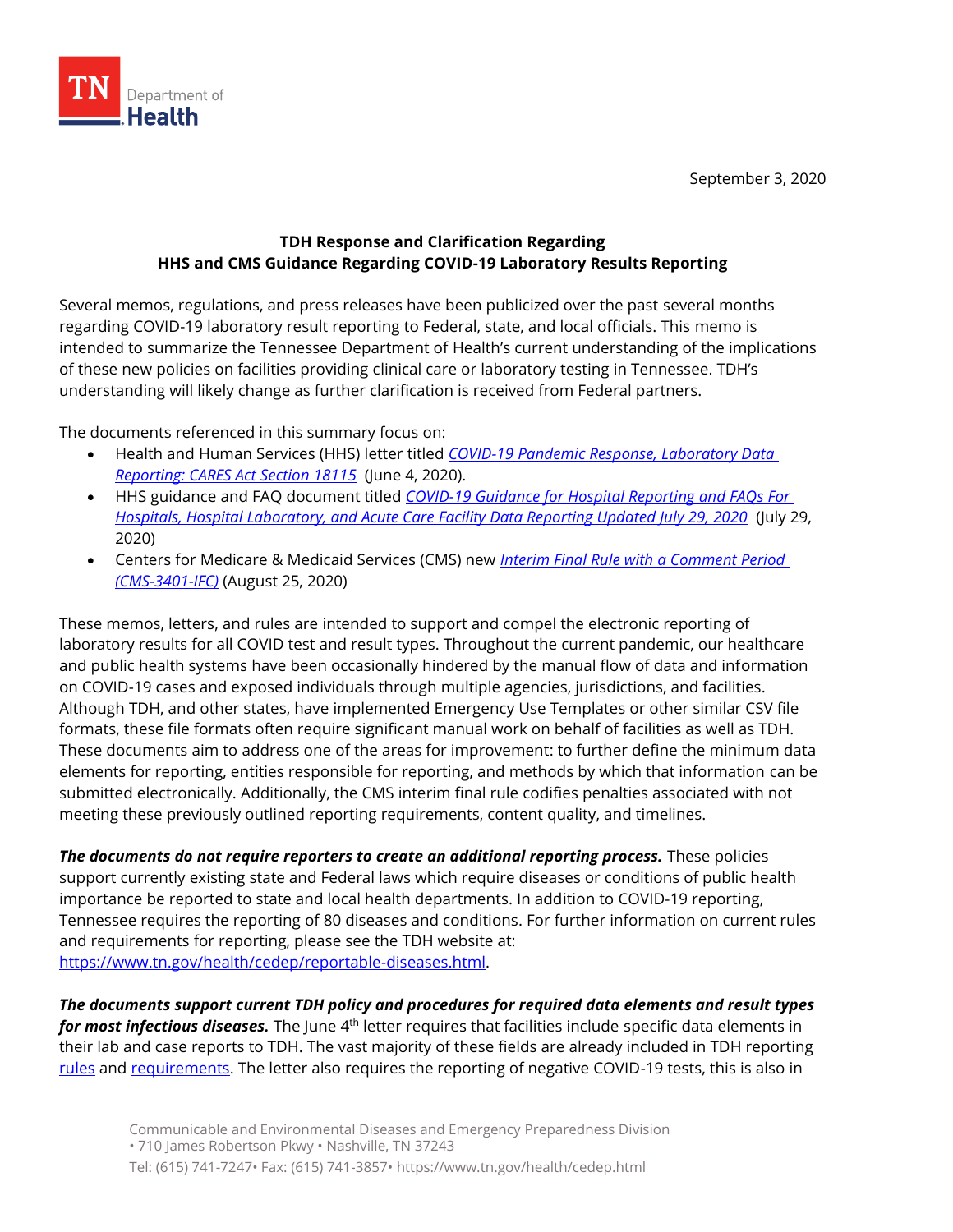TN Department of Health

September 3, 2020

**TDH Response and Clarification Regarding**
**HHS and CMS Guidance Regarding COVID-19 Laboratory Results Reporting**

Several memos, regulations, and press releases have been publicized over the past several months regarding COVID-19 laboratory result reporting to Federal, state, and local officials. This memo is intended to summarize the Tennessee Department of Health's current understanding of the implications of these new policies on facilities providing clinical care or laboratory testing in Tennessee. TDH's understanding will likely change as further clarification is received from Federal partners.

The documents referenced in this summary focus on:

- Health and Human Services (HHS) letter titled *COVID-19 Pandemic Response, Laboratory Data Reporting: CARES Act Section 18115* (June 4, 2020).
- HHS guidance and FAQ document titled *COVID-19 Guidance for Hospital Reporting and FAQs For Hospitals, Hospital Laboratory, and Acute Care Facility Data Reporting Updated July 29, 2020* (July 29, 2020)
- Centers for Medicare & Medicaid Services (CMS) new *Interim Final Rule with a Comment Period (CMS-3401-IFC)* (August 25, 2020)

These memos, letters, and rules are intended to support and compel the electronic reporting of laboratory results for all COVID test and result types. Throughout the current pandemic, our healthcare and public health systems have been occasionally hindered by the manual flow of data and information on COVID-19 cases and exposed individuals through multiple agencies, jurisdictions, and facilities. Although TDH, and other states, have implemented Emergency Use Templates or other similar CSV file formats, these file formats often require significant manual work on behalf of facilities as well as TDH. These documents aim to address one of the areas for improvement: to further define the minimum data elements for reporting, entities responsible for reporting, and methods by which that information can be submitted electronically. Additionally, the CMS interim final rule codifies penalties associated with not meeting these previously outlined reporting requirements, content quality, and timelines.

***The documents do not require reporters to create an additional reporting process.*** These policies support currently existing state and Federal laws which require diseases or conditions of public health importance be reported to state and local health departments. In addition to COVID-19 reporting, Tennessee requires the reporting of 80 diseases and conditions. For further information on current rules and requirements for reporting, please see the TDH website at: https://www.tn.gov/health/cedep/reportable-diseases.html.

***The documents support current TDH policy and procedures for required data elements and result types for most infectious diseases.*** The June 4th letter requires that facilities include specific data elements in their lab and case reports to TDH. The vast majority of these fields are already included in TDH reporting rules and requirements. The letter also requires the reporting of negative COVID-19 tests, this is also in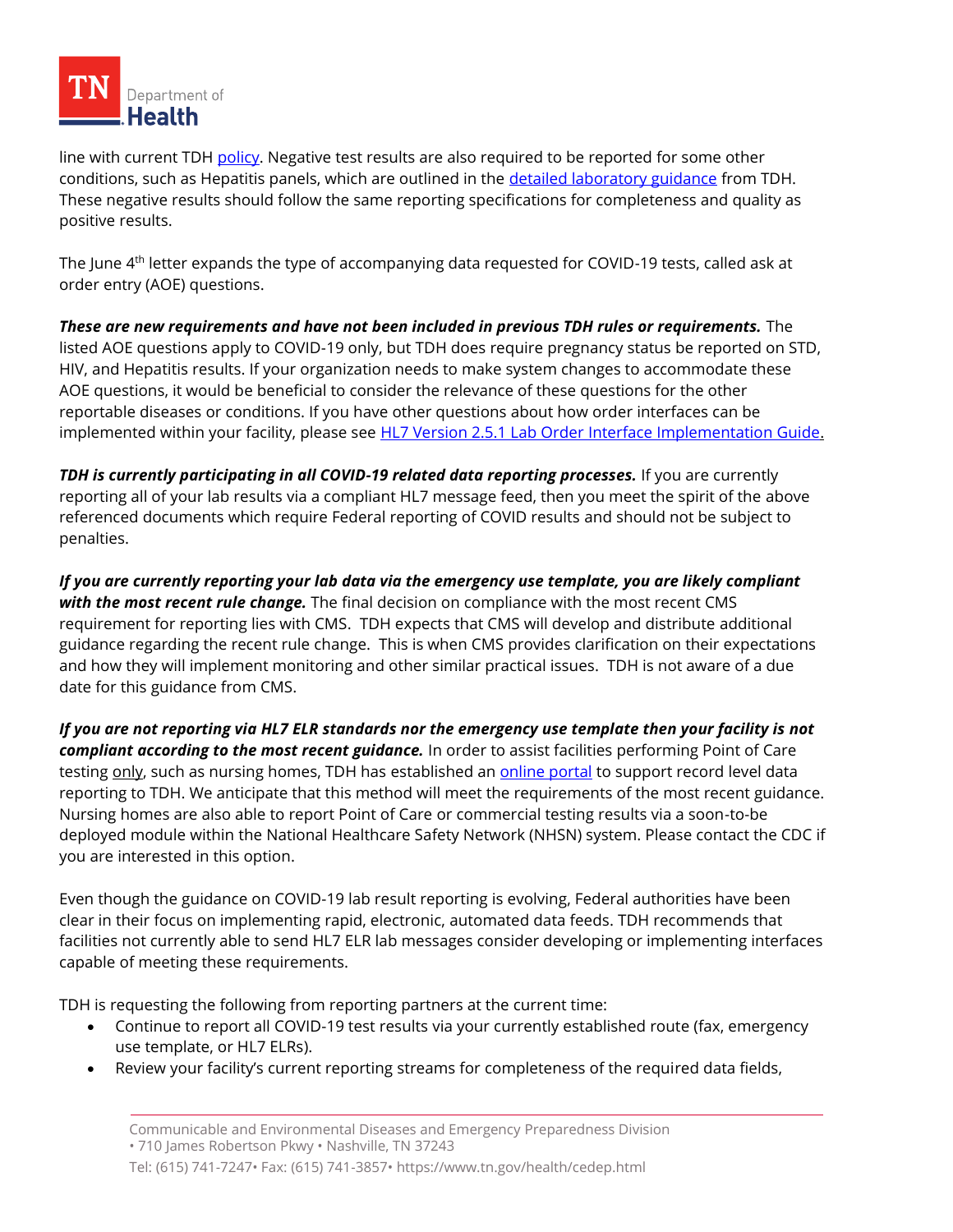line with current TDH [policy](). Negative test results are also required to be reported for some other conditions, such as Hepatitis panels, which are outlined in the [detailed laboratory guidance]() from TDH. These negative results should follow the same reporting specifications for completeness and quality as positive results.

The June 4th letter expands the type of accompanying data requested for COVID-19 tests, called ask at order entry (AOE) questions.

***These are new requirements and have not been included in previous TDH rules or requirements.*** The listed AOE questions apply to COVID-19 only, but TDH does require pregnancy status be reported on STD, HIV, and Hepatitis results. If your organization needs to make system changes to accommodate these AOE questions, it would be beneficial to consider the relevance of these questions for the other reportable diseases or conditions. If you have other questions about how order interfaces can be implemented within your facility, please see [HL7 Version 2.5.1 Lab Order Interface Implementation Guide]().

***TDH is currently participating in all COVID-19 related data reporting processes.*** If you are currently reporting all of your lab results via a compliant HL7 message feed, then you meet the spirit of the above referenced documents which require Federal reporting of COVID results and should not be subject to penalties.

***If you are currently reporting your lab data via the emergency use template, you are likely compliant with the most recent rule change.*** The final decision on compliance with the most recent CMS requirement for reporting lies with CMS. TDH expects that CMS will develop and distribute additional guidance regarding the recent rule change. This is when CMS provides clarification on their expectations and how they will implement monitoring and other similar practical issues. TDH is not aware of a due date for this guidance from CMS.

***If you are not reporting via HL7 ELR standards nor the emergency use template then your facility is not compliant according to the most recent guidance.*** In order to assist facilities performing Point of Care testing only, such as nursing homes, TDH has established an [online portal]() to support record level data reporting to TDH. We anticipate that this method will meet the requirements of the most recent guidance. Nursing homes are also able to report Point of Care or commercial testing results via a soon-to-be deployed module within the National Healthcare Safety Network (NHSN) system. Please contact the CDC if you are interested in this option.

Even though the guidance on COVID-19 lab result reporting is evolving, Federal authorities have been clear in their focus on implementing rapid, electronic, automated data feeds. TDH recommends that facilities not currently able to send HL7 ELR lab messages consider developing or implementing interfaces capable of meeting these requirements.

TDH is requesting the following from reporting partners at the current time:

- Continue to report all COVID-19 test results via your currently established route (fax, emergency use template, or HL7 ELRs).
- Review your facility's current reporting streams for completeness of the required data fields,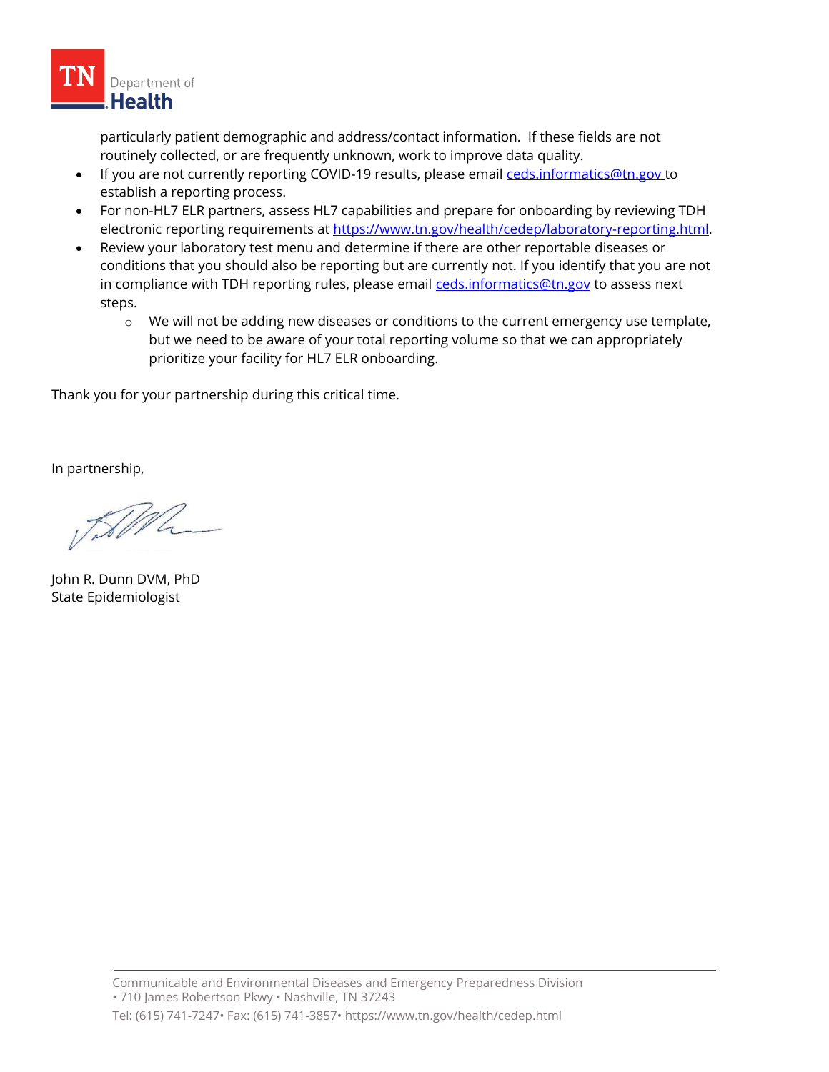particularly patient demographic and address/contact information. If these fields are not routinely collected, or are frequently unknown, work to improve data quality.

- If you are not currently reporting COVID-19 results, please email ceds.informatics@tn.gov to establish a reporting process.
- For non-HL7 ELR partners, assess HL7 capabilities and prepare for onboarding by reviewing TDH electronic reporting requirements at https://www.tn.gov/health/cedep/laboratory-reporting.html.
- Review your laboratory test menu and determine if there are other reportable diseases or conditions that you should also be reporting but are currently not. If you identify that you are not in compliance with TDH reporting rules, please email ceds.informatics@tn.gov to assess next steps.
  - We will not be adding new diseases or conditions to the current emergency use template, but we need to be aware of your total reporting volume so that we can appropriately prioritize your facility for HL7 ELR onboarding.

Thank you for your partnership during this critical time.

In partnership,

John R. Dunn DVM, PhD
State Epidemiologist